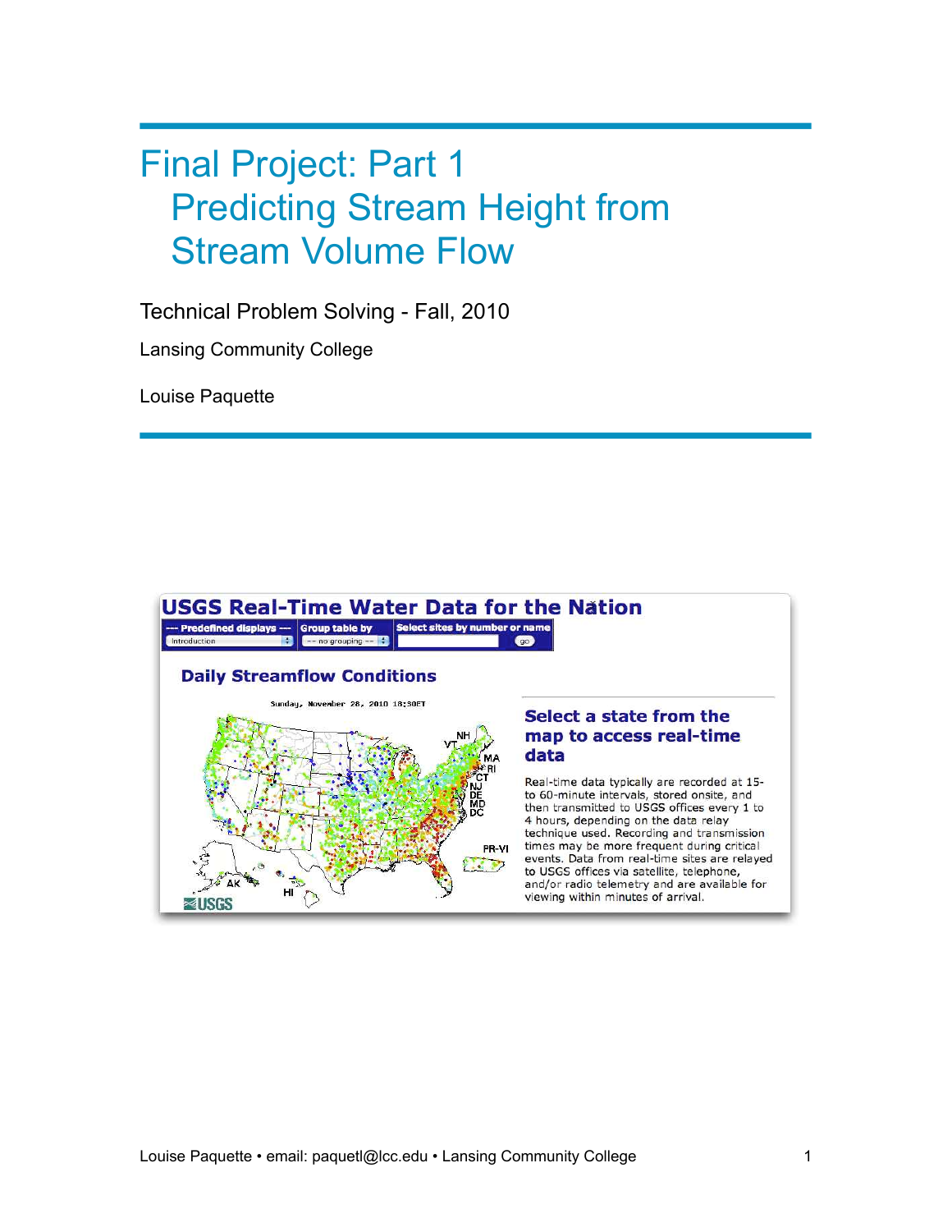# Final Project: Part 1
## Predicting Stream Height from Stream Volume Flow

Technical Problem Solving - Fall, 2010

Lansing Community College

Louise Paquette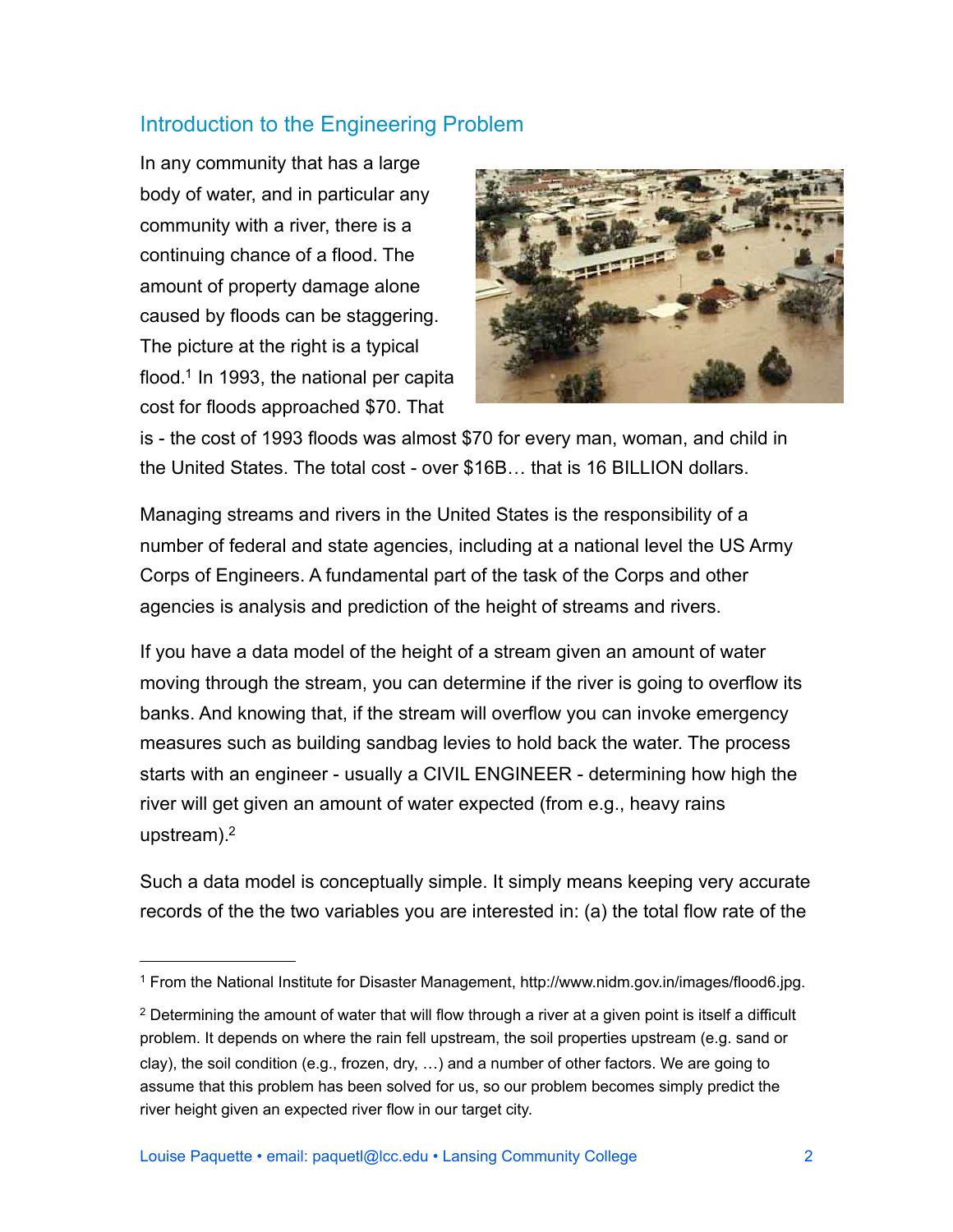## Introduction to the Engineering Problem

In any community that has a large body of water, and in particular any community with a river, there is a continuing chance of a flood. The amount of property damage alone caused by floods can be staggering. The picture at the right is a typical flood.[1] In 1993, the national per capita cost for floods approached $70. That is - the cost of 1993 floods was almost $70 for every man, woman, and child in the United States. The total cost - over $16B… that is 16 BILLION dollars.

Managing streams and rivers in the United States is the responsibility of a number of federal and state agencies, including at a national level the US Army Corps of Engineers. A fundamental part of the task of the Corps and other agencies is analysis and prediction of the height of streams and rivers.

If you have a data model of the height of a stream given an amount of water moving through the stream, you can determine if the river is going to overflow its banks. And knowing that, if the stream will overflow you can invoke emergency measures such as building sandbag levies to hold back the water. The process starts with an engineer - usually a CIVIL ENGINEER - determining how high the river will get given an amount of water expected (from e.g., heavy rains upstream).[2]

Such a data model is conceptually simple. It simply means keeping very accurate records of the the two variables you are interested in: (a) the total flow rate of the

---

[1] From the National Institute for Disaster Management, http://www.nidm.gov.in/images/flood6.jpg.

[2] Determining the amount of water that will flow through a river at a given point is itself a difficult problem. It depends on where the rain fell upstream, the soil properties upstream (e.g. sand or clay), the soil condition (e.g., frozen, dry, …) and a number of other factors. We are going to assume that this problem has been solved for us, so our problem becomes simply predict the river height given an expected river flow in our target city.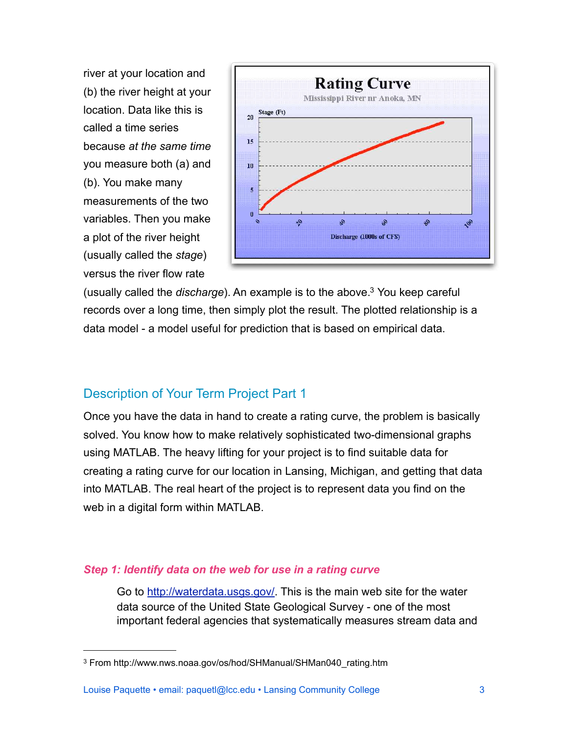river at your location and (b) the river height at your location. Data like this is called a time series because *at the same time* you measure both (a) and (b). You make many measurements of the two variables. Then you make a plot of the river height (usually called the *stage*) versus the river flow rate (usually called the *discharge*). An example is to the above.[3] You keep careful records over a long time, then simply plot the result. The plotted relationship is a data model - a model useful for prediction that is based on empirical data.

## Description of Your Term Project Part 1

Once you have the data in hand to create a rating curve, the problem is basically solved. You know how to make relatively sophisticated two-dimensional graphs using MATLAB. The heavy lifting for your project is to find suitable data for creating a rating curve for our location in Lansing, Michigan, and getting that data into MATLAB. The real heart of the project is to represent data you find on the web in a digital form within MATLAB.

### *Step 1: Identify data on the web for use in a rating curve*

Go to [http://waterdata.usgs.gov/](http://waterdata.usgs.gov/). This is the main web site for the water data source of the United State Geological Survey - one of the most important federal agencies that systematically measures stream data and

---

[3] From http://www.nws.noaa.gov/os/hod/SHManual/SHMan040_rating.htm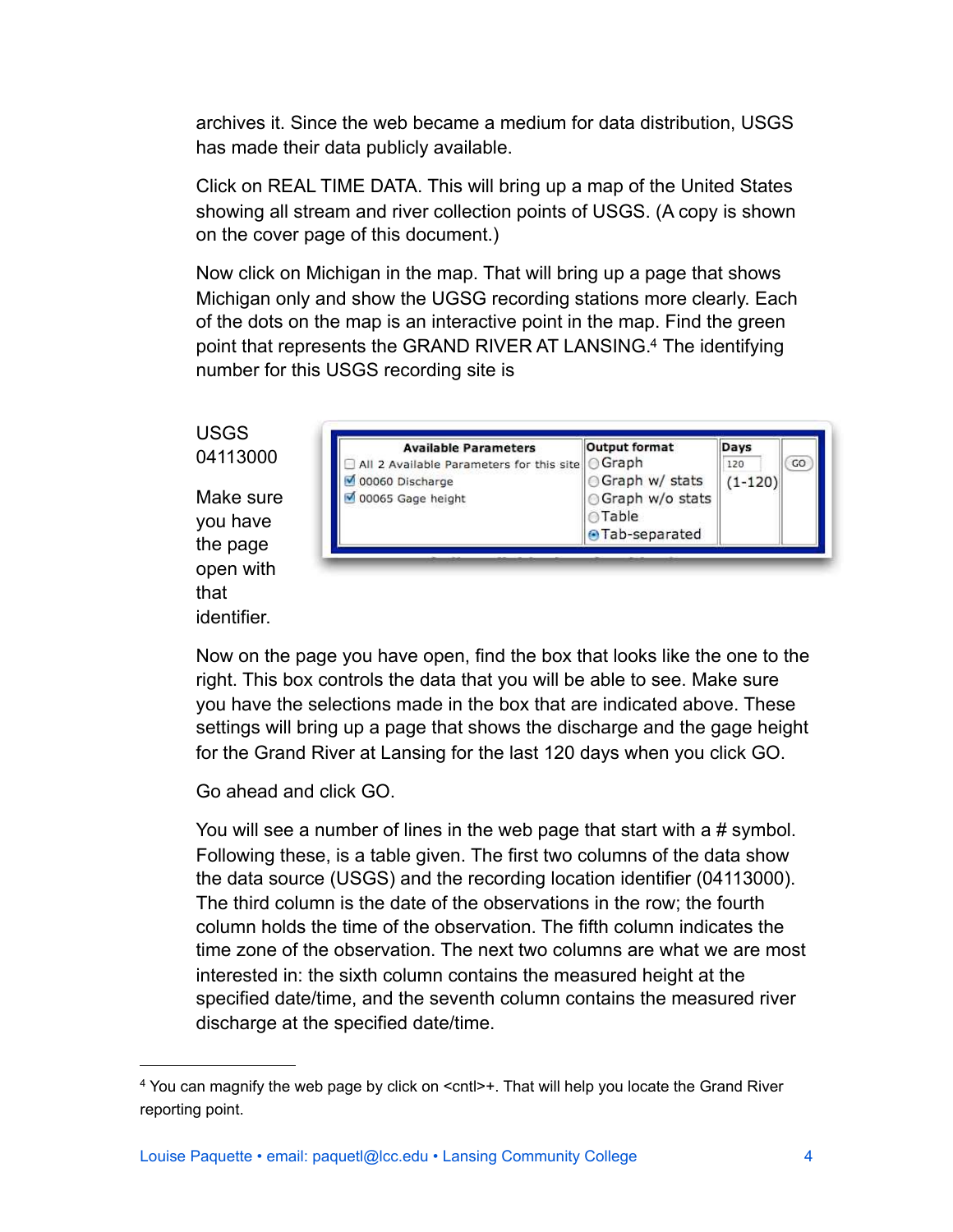archives it. Since the web became a medium for data distribution, USGS has made their data publicly available.

Click on REAL TIME DATA. This will bring up a map of the United States showing all stream and river collection points of USGS. (A copy is shown on the cover page of this document.)

Now click on Michigan in the map. That will bring up a page that shows Michigan only and show the UGSG recording stations more clearly. Each of the dots on the map is an interactive point in the map. Find the green point that represents the GRAND RIVER AT LANSING.[4] The identifying number for this USGS recording site is

USGS 04113000

Make sure you have the page open with that identifier.

| Available Parameters | Output format | Days | |
|---|---|---|---|
| ☐ All 2 Available Parameters for this site | ○ Graph | 120 (1-120) | GO |
| ☑ 00060 Discharge | ○ Graph w/ stats | | |
| ☑ 00065 Gage height | ○ Graph w/o stats | | |
| | ○ Table | | |
| | ◉ Tab-separated | | |

Now on the page you have open, find the box that looks like the one to the right. This box controls the data that you will be able to see. Make sure you have the selections made in the box that are indicated above. These settings will bring up a page that shows the discharge and the gage height for the Grand River at Lansing for the last 120 days when you click GO.

Go ahead and click GO.

You will see a number of lines in the web page that start with a # symbol. Following these, is a table given. The first two columns of the data show the data source (USGS) and the recording location identifier (04113000). The third column is the date of the observations in the row; the fourth column holds the time of the observation. The fifth column indicates the time zone of the observation. The next two columns are what we are most interested in: the sixth column contains the measured height at the specified date/time, and the seventh column contains the measured river discharge at the specified date/time.

---

[4] You can magnify the web page by click on <cntl>+. That will help you locate the Grand River reporting point.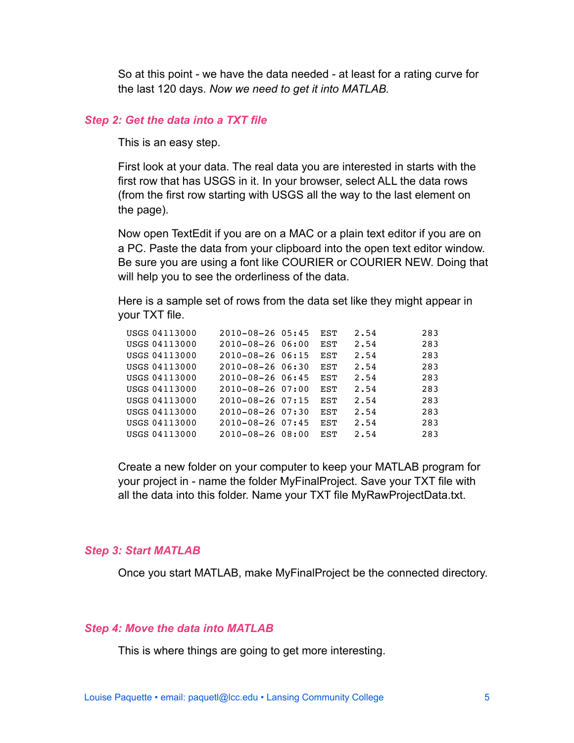So at this point - we have the data needed - at least for a rating curve for the last 120 days. *Now we need to get it into MATLAB.*

### *Step 2: Get the data into a TXT file*

This is an easy step.

First look at your data. The real data you are interested in starts with the first row that has USGS in it. In your browser, select ALL the data rows (from the first row starting with USGS all the way to the last element on the page).

Now open TextEdit if you are on a MAC or a plain text editor if you are on a PC. Paste the data from your clipboard into the open text editor window. Be sure you are using a font like COURIER or COURIER NEW. Doing that will help you to see the orderliness of the data.

Here is a sample set of rows from the data set like they might appear in your TXT file.

```
USGS 04113000    2010-08-26 05:45  EST   2.54        283
USGS 04113000    2010-08-26 06:00  EST   2.54        283
USGS 04113000    2010-08-26 06:15  EST   2.54        283
USGS 04113000    2010-08-26 06:30  EST   2.54        283
USGS 04113000    2010-08-26 06:45  EST   2.54        283
USGS 04113000    2010-08-26 07:00  EST   2.54        283
USGS 04113000    2010-08-26 07:15  EST   2.54        283
USGS 04113000    2010-08-26 07:30  EST   2.54        283
USGS 04113000    2010-08-26 07:45  EST   2.54        283
USGS 04113000    2010-08-26 08:00  EST   2.54        283
```

Create a new folder on your computer to keep your MATLAB program for your project in - name the folder MyFinalProject. Save your TXT file with all the data into this folder. Name your TXT file MyRawProjectData.txt.

### *Step 3: Start MATLAB*

Once you start MATLAB, make MyFinalProject be the connected directory.

### *Step 4: Move the data into MATLAB*

This is where things are going to get more interesting.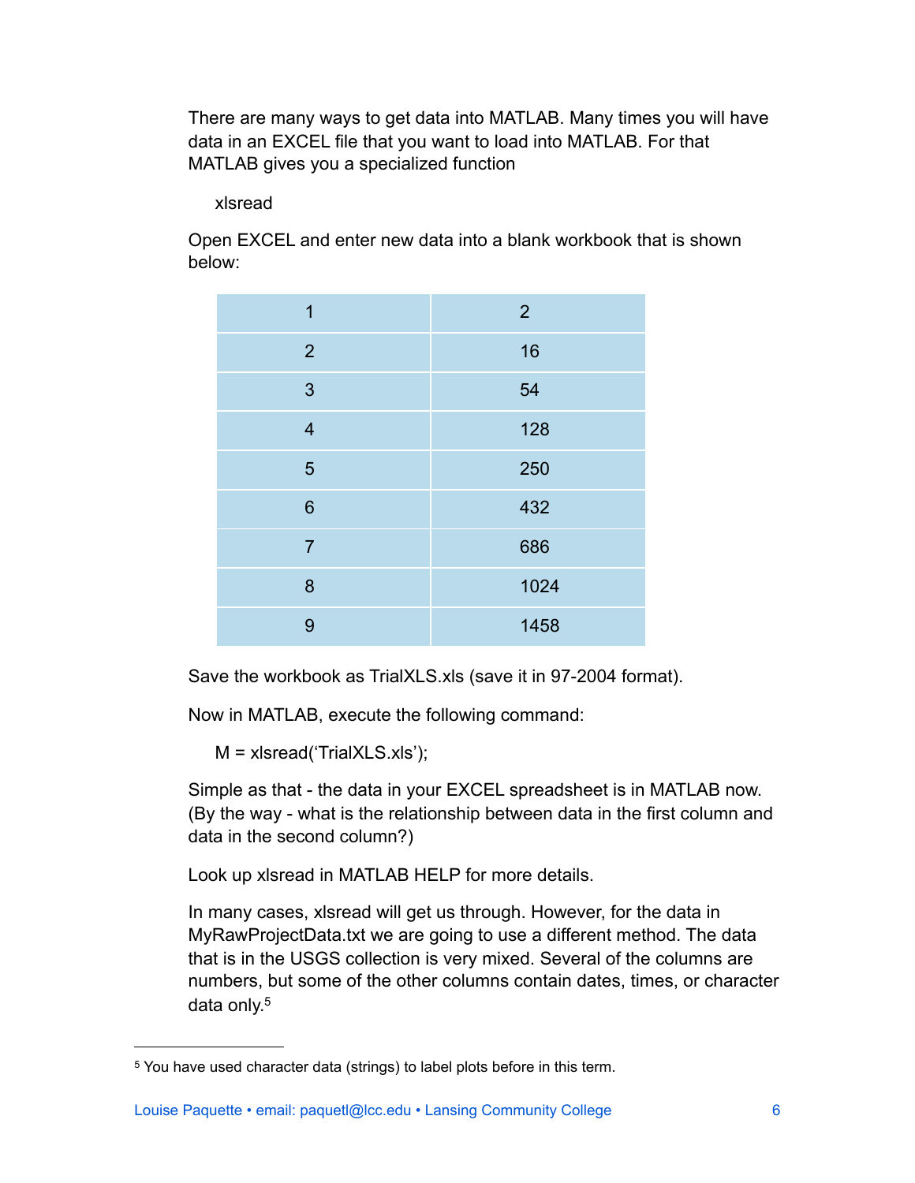There are many ways to get data into MATLAB. Many times you will have data in an EXCEL file that you want to load into MATLAB. For that MATLAB gives you a specialized function

```
xlsread
```

Open EXCEL and enter new data into a blank workbook that is shown below:

| | |
|---|---|
| 1 | 2 |
| 2 | 16 |
| 3 | 54 |
| 4 | 128 |
| 5 | 250 |
| 6 | 432 |
| 7 | 686 |
| 8 | 1024 |
| 9 | 1458 |

Save the workbook as TrialXLS.xls (save it in 97-2004 format).

Now in MATLAB, execute the following command:

```
M = xlsread('TrialXLS.xls');
```

Simple as that - the data in your EXCEL spreadsheet is in MATLAB now. (By the way - what is the relationship between data in the first column and data in the second column?)

Look up xlsread in MATLAB HELP for more details.

In many cases, xlsread will get us through. However, for the data in MyRawProjectData.txt we are going to use a different method. The data that is in the USGS collection is very mixed. Several of the columns are numbers, but some of the other columns contain dates, times, or character data only.[5]

---

[5] You have used character data (strings) to label plots before in this term.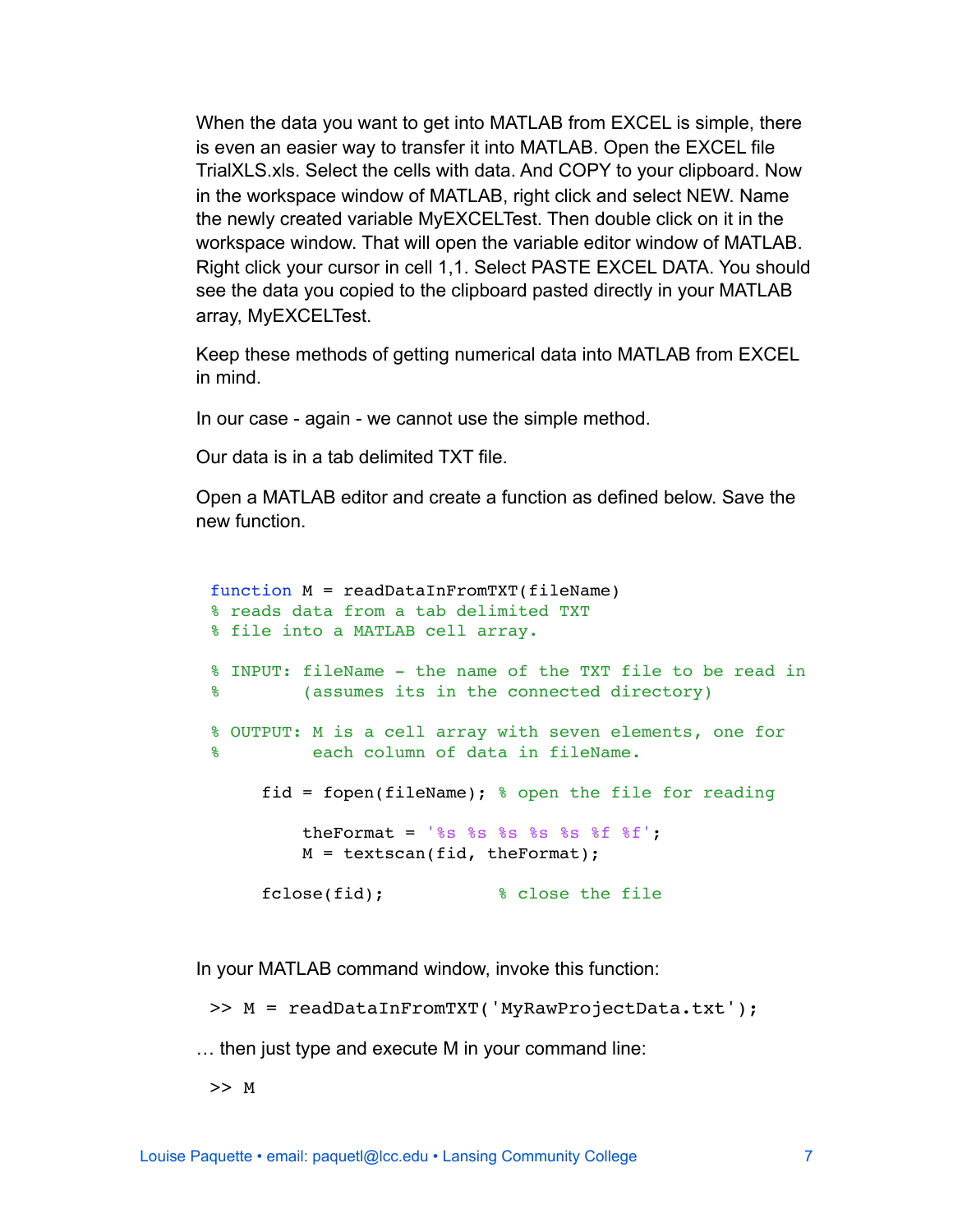When the data you want to get into MATLAB from EXCEL is simple, there is even an easier way to transfer it into MATLAB. Open the EXCEL file TrialXLS.xls. Select the cells with data. And COPY to your clipboard. Now in the workspace window of MATLAB, right click and select NEW. Name the newly created variable MyEXCELTest. Then double click on it in the workspace window. That will open the variable editor window of MATLAB. Right click your cursor in cell 1,1. Select PASTE EXCEL DATA. You should see the data you copied to the clipboard pasted directly in your MATLAB array, MyEXCELTest.

Keep these methods of getting numerical data into MATLAB from EXCEL in mind.

In our case - again - we cannot use the simple method.

Our data is in a tab delimited TXT file.

Open a MATLAB editor and create a function as defined below. Save the new function.

```
function M = readDataInFromTXT(fileName)
% reads data from a tab delimited TXT
% file into a MATLAB cell array.

% INPUT: fileName - the name of the TXT file to be read in
%        (assumes its in the connected directory)

% OUTPUT: M is a cell array with seven elements, one for
%         each column of data in fileName.

     fid = fopen(fileName); % open the file for reading

         theFormat = '%s %s %s %s %s %f %f';
         M = textscan(fid, theFormat);

     fclose(fid);           % close the file
```

In your MATLAB command window, invoke this function:

```
>> M = readDataInFromTXT('MyRawProjectData.txt');
```

… then just type and execute M in your command line:

```
>> M
```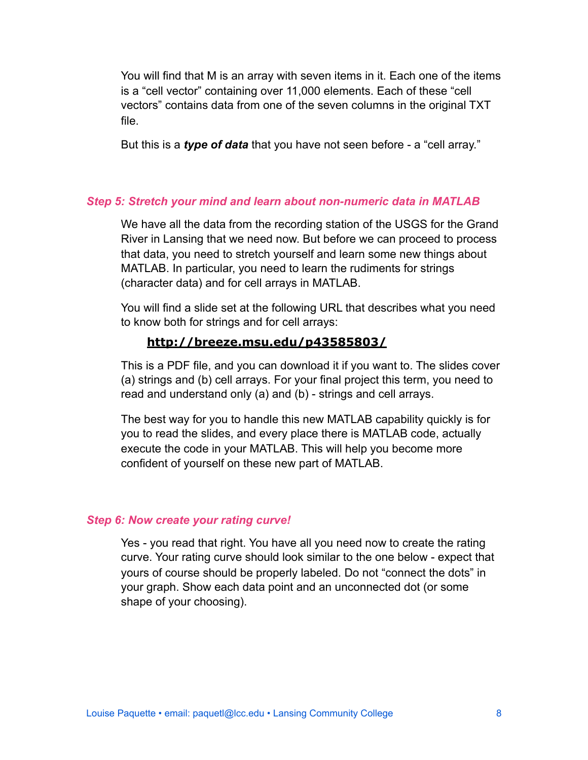You will find that M is an array with seven items in it. Each one of the items is a "cell vector" containing over 11,000 elements. Each of these "cell vectors" contains data from one of the seven columns in the original TXT file.

But this is a ***type of data*** that you have not seen before - a "cell array."

### *Step 5: Stretch your mind and learn about non-numeric data in MATLAB*

We have all the data from the recording station of the USGS for the Grand River in Lansing that we need now. But before we can proceed to process that data, you need to stretch yourself and learn some new things about MATLAB. In particular, you need to learn the rudiments for strings (character data) and for cell arrays in MATLAB.

You will find a slide set at the following URL that describes what you need to know both for strings and for cell arrays:

**http://breeze.msu.edu/p43585803/**

This is a PDF file, and you can download it if you want to. The slides cover (a) strings and (b) cell arrays. For your final project this term, you need to read and understand only (a) and (b) - strings and cell arrays.

The best way for you to handle this new MATLAB capability quickly is for you to read the slides, and every place there is MATLAB code, actually execute the code in your MATLAB. This will help you become more confident of yourself on these new part of MATLAB.

### *Step 6: Now create your rating curve!*

Yes - you read that right. You have all you need now to create the rating curve. Your rating curve should look similar to the one below - expect that yours of course should be properly labeled. Do not "connect the dots" in your graph. Show each data point and an unconnected dot (or some shape of your choosing).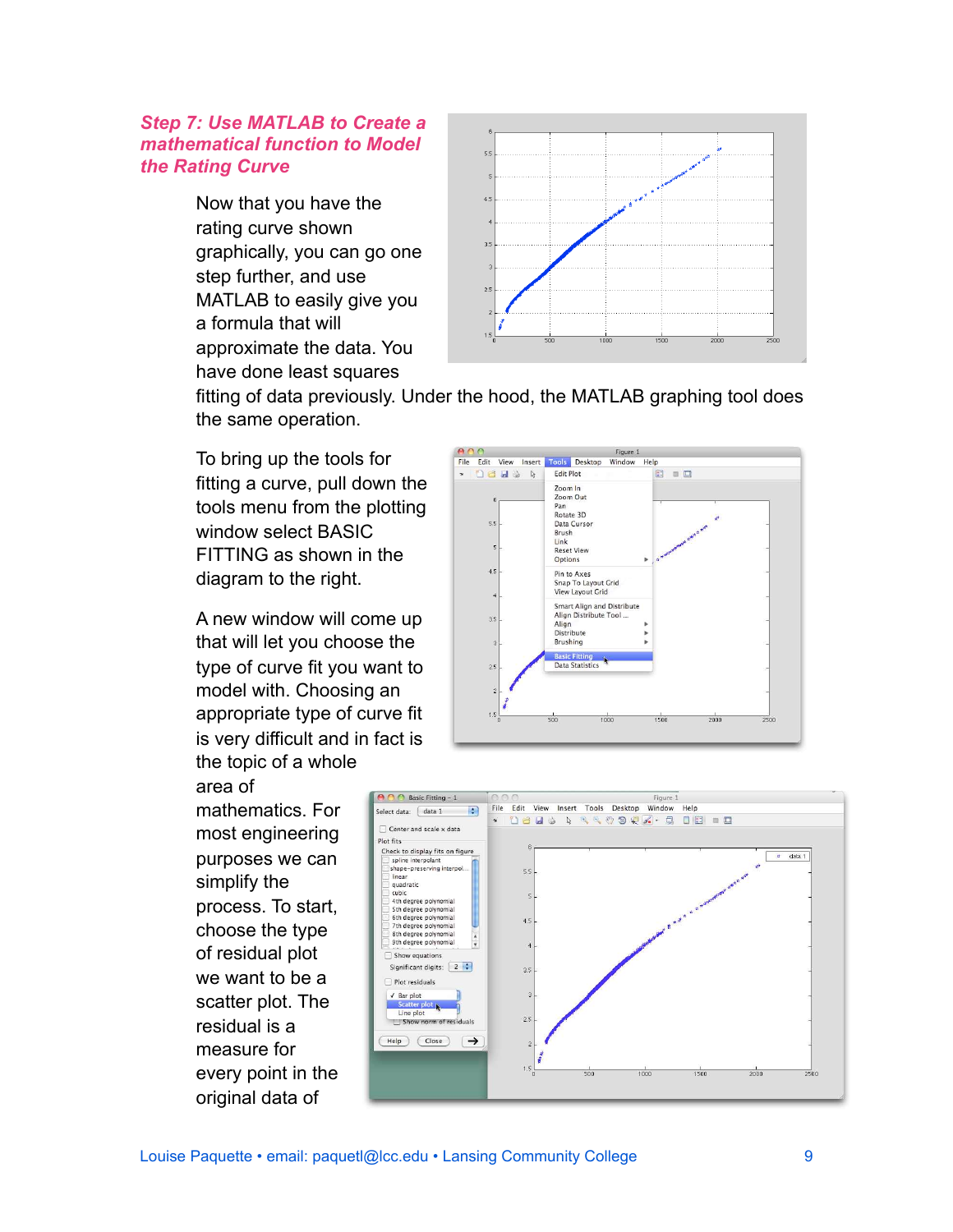### *Step 7: Use MATLAB to Create a mathematical function to Model the Rating Curve*

Now that you have the rating curve shown graphically, you can go one step further, and use MATLAB to easily give you a formula that will approximate the data. You have done least squares fitting of data previously. Under the hood, the MATLAB graphing tool does the same operation.

To bring up the tools for fitting a curve, pull down the tools menu from the plotting window select BASIC FITTING as shown in the diagram to the right.

A new window will come up that will let you choose the type of curve fit you want to model with. Choosing an appropriate type of curve fit is very difficult and in fact is the topic of a whole area of mathematics. For most engineering purposes we can simplify the process. To start, choose the type of residual plot we want to be a scatter plot. The residual is a measure for every point in the original data of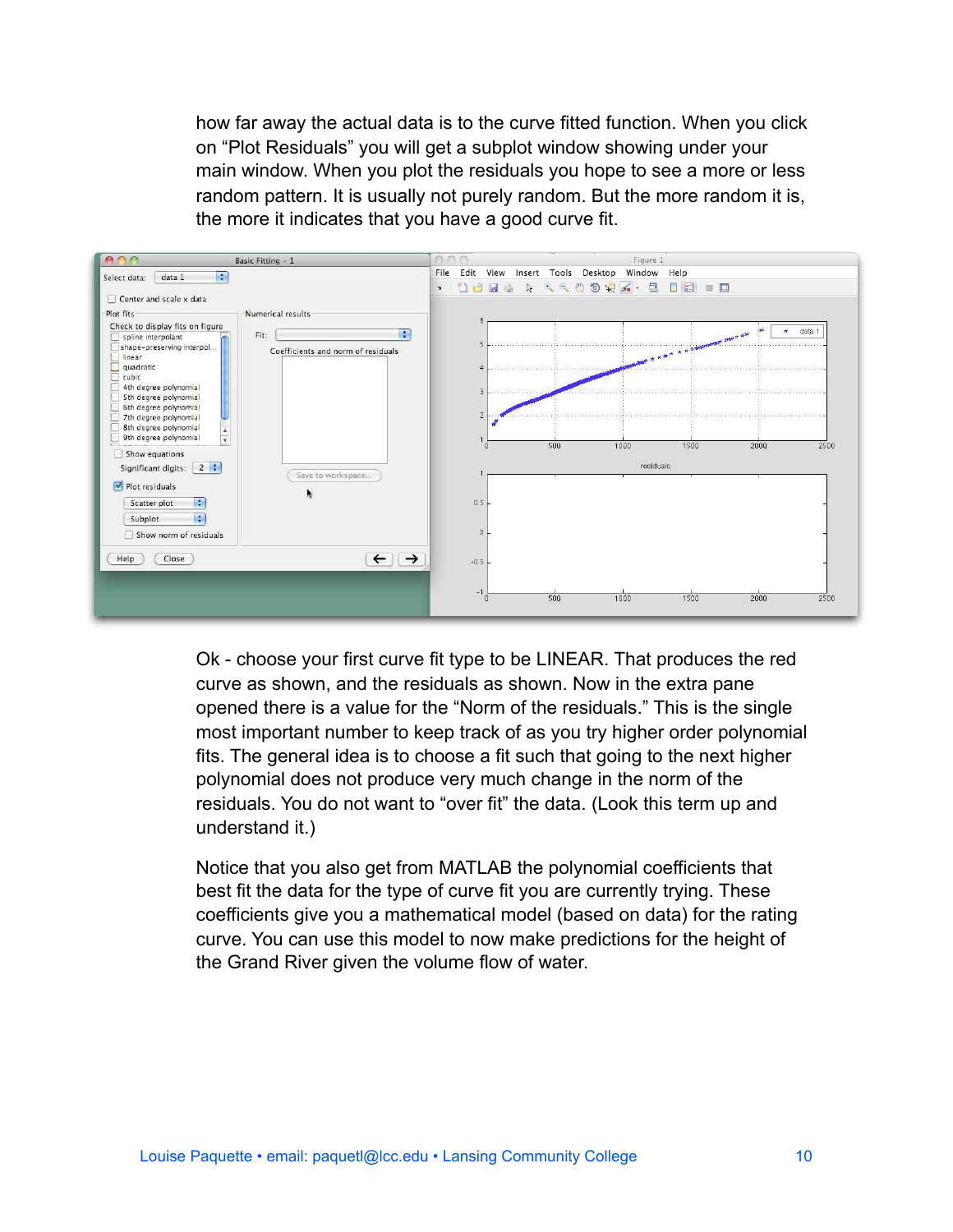how far away the actual data is to the curve fitted function. When you click on "Plot Residuals" you will get a subplot window showing under your main window. When you plot the residuals you hope to see a more or less random pattern. It is usually not purely random. But the more random it is, the more it indicates that you have a good curve fit.

Ok - choose your first curve fit type to be LINEAR. That produces the red curve as shown, and the residuals as shown. Now in the extra pane opened there is a value for the "Norm of the residuals." This is the single most important number to keep track of as you try higher order polynomial fits. The general idea is to choose a fit such that going to the next higher polynomial does not produce very much change in the norm of the residuals. You do not want to "over fit" the data. (Look this term up and understand it.)

Notice that you also get from MATLAB the polynomial coefficients that best fit the data for the type of curve fit you are currently trying. These coefficients give you a mathematical model (based on data) for the rating curve. You can use this model to now make predictions for the height of the Grand River given the volume flow of water.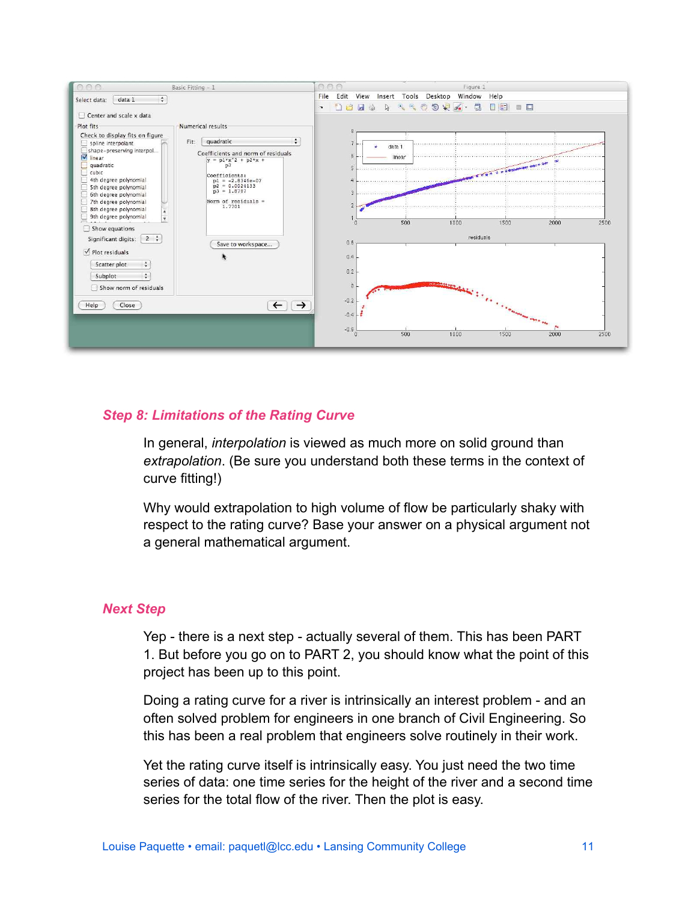## *Step 8: Limitations of the Rating Curve*

In general, *interpolation* is viewed as much more on solid ground than *extrapolation*. (Be sure you understand both these terms in the context of curve fitting!)

Why would extrapolation to high volume of flow be particularly shaky with respect to the rating curve? Base your answer on a physical argument not a general mathematical argument.

## *Next Step*

Yep - there is a next step - actually several of them. This has been PART 1. But before you go on to PART 2, you should know what the point of this project has been up to this point.

Doing a rating curve for a river is intrinsically an interest problem - and an often solved problem for engineers in one branch of Civil Engineering. So this has been a real problem that engineers solve routinely in their work.

Yet the rating curve itself is intrinsically easy. You just need the two time series of data: one time series for the height of the river and a second time series for the total flow of the river. Then the plot is easy.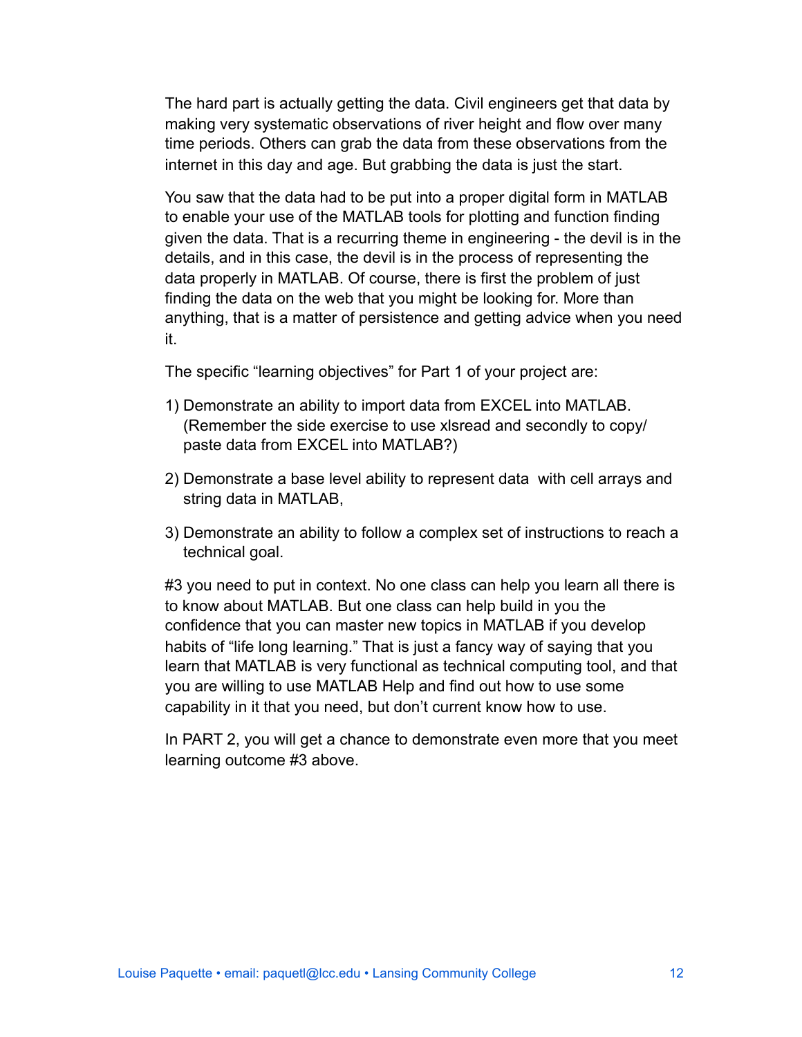The hard part is actually getting the data. Civil engineers get that data by making very systematic observations of river height and flow over many time periods. Others can grab the data from these observations from the internet in this day and age. But grabbing the data is just the start.

You saw that the data had to be put into a proper digital form in MATLAB to enable your use of the MATLAB tools for plotting and function finding given the data. That is a recurring theme in engineering - the devil is in the details, and in this case, the devil is in the process of representing the data properly in MATLAB. Of course, there is first the problem of just finding the data on the web that you might be looking for. More than anything, that is a matter of persistence and getting advice when you need it.

The specific "learning objectives" for Part 1 of your project are:

1) Demonstrate an ability to import data from EXCEL into MATLAB. (Remember the side exercise to use xlsread and secondly to copy/paste data from EXCEL into MATLAB?)

2) Demonstrate a base level ability to represent data with cell arrays and string data in MATLAB,

3) Demonstrate an ability to follow a complex set of instructions to reach a technical goal.

#3 you need to put in context. No one class can help you learn all there is to know about MATLAB. But one class can help build in you the confidence that you can master new topics in MATLAB if you develop habits of "life long learning." That is just a fancy way of saying that you learn that MATLAB is very functional as technical computing tool, and that you are willing to use MATLAB Help and find out how to use some capability in it that you need, but don't current know how to use.

In PART 2, you will get a chance to demonstrate even more that you meet learning outcome #3 above.